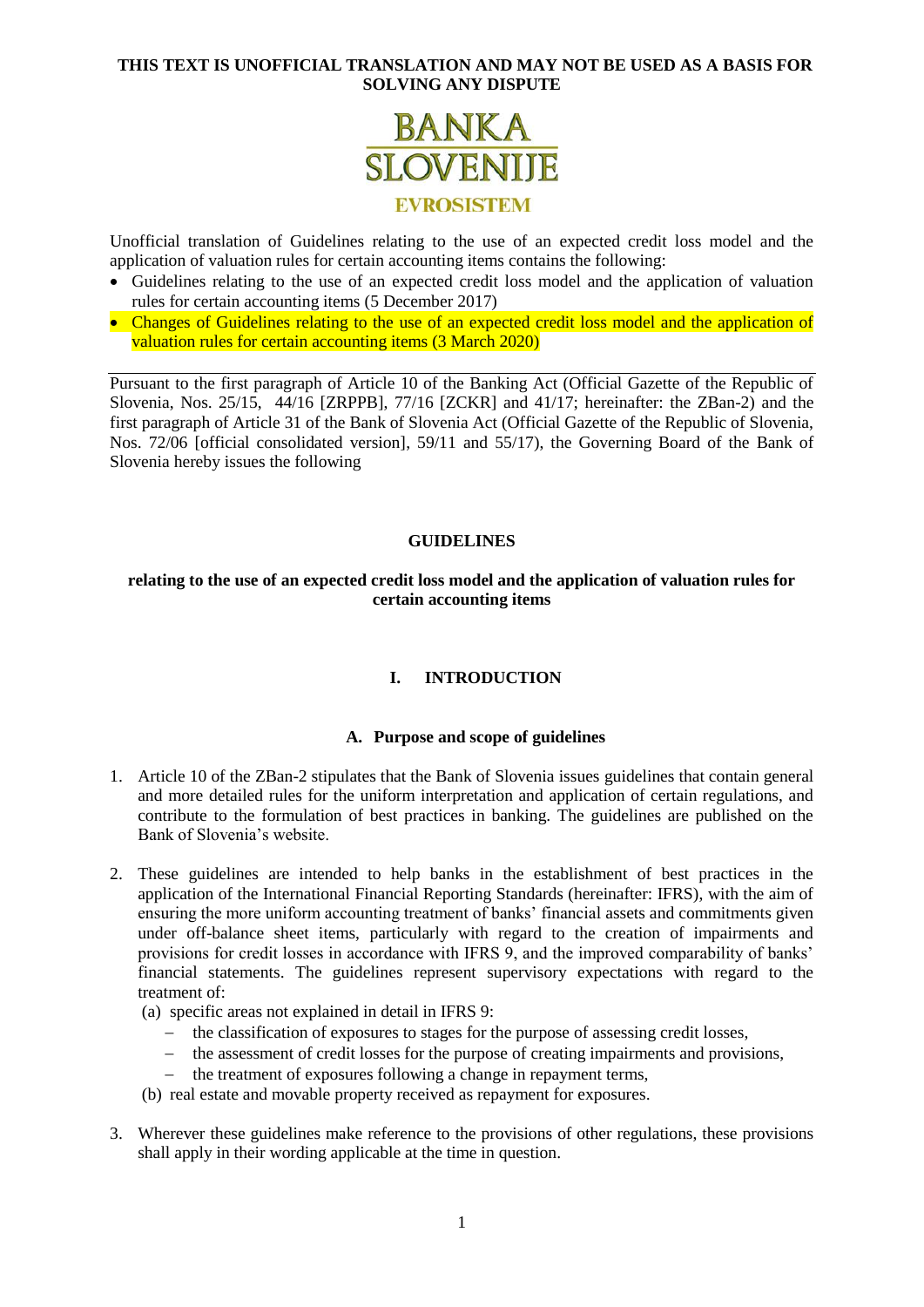**THIS TEXT IS UNOFFICIAL TRANSLATION AND MAY NOT BE USED AS A BASIS FOR SOLVING ANY DISPUTE**

BANKA SLOVENIJE

EVROSISTEM

Unofficial translation of Guidelines relating to the use of an expected credit loss model and the application of valuation rules for certain accounting items contains the following:

- Guidelines relating to the use of an expected credit loss model and the application of valuation rules for certain accounting items (5 December 2017)
- Changes of Guidelines relating to the use of an expected credit loss model and the application of valuation rules for certain accounting items (3 March 2020)

Pursuant to the first paragraph of Article 10 of the Banking Act (Official Gazette of the Republic of Slovenia, Nos. 25/15, 44/16 [ZRPPB], 77/16 [ZCKR] and 41/17; hereinafter: the ZBan-2) and the first paragraph of Article 31 of the Bank of Slovenia Act (Official Gazette of the Republic of Slovenia, Nos. 72/06 [official consolidated version], 59/11 and 55/17), the Governing Board of the Bank of Slovenia hereby issues the following

# GUIDELINES

## relating to the use of an expected credit loss model and the application of valuation rules for certain accounting items

## I. INTRODUCTION

### A. Purpose and scope of guidelines

1. Article 10 of the ZBan-2 stipulates that the Bank of Slovenia issues guidelines that contain general and more detailed rules for the uniform interpretation and application of certain regulations, and contribute to the formulation of best practices in banking. The guidelines are published on the Bank of Slovenia's website.

2. These guidelines are intended to help banks in the establishment of best practices in the application of the International Financial Reporting Standards (hereinafter: IFRS), with the aim of ensuring the more uniform accounting treatment of banks' financial assets and commitments given under off-balance sheet items, particularly with regard to the creation of impairments and provisions for credit losses in accordance with IFRS 9, and the improved comparability of banks' financial statements. The guidelines represent supervisory expectations with regard to the treatment of:
   (a) specific areas not explained in detail in IFRS 9:
      - the classification of exposures to stages for the purpose of assessing credit losses,
      - the assessment of credit losses for the purpose of creating impairments and provisions,
      - the treatment of exposures following a change in repayment terms,
   
   (b) real estate and movable property received as repayment for exposures.

3. Wherever these guidelines make reference to the provisions of other regulations, these provisions shall apply in their wording applicable at the time in question.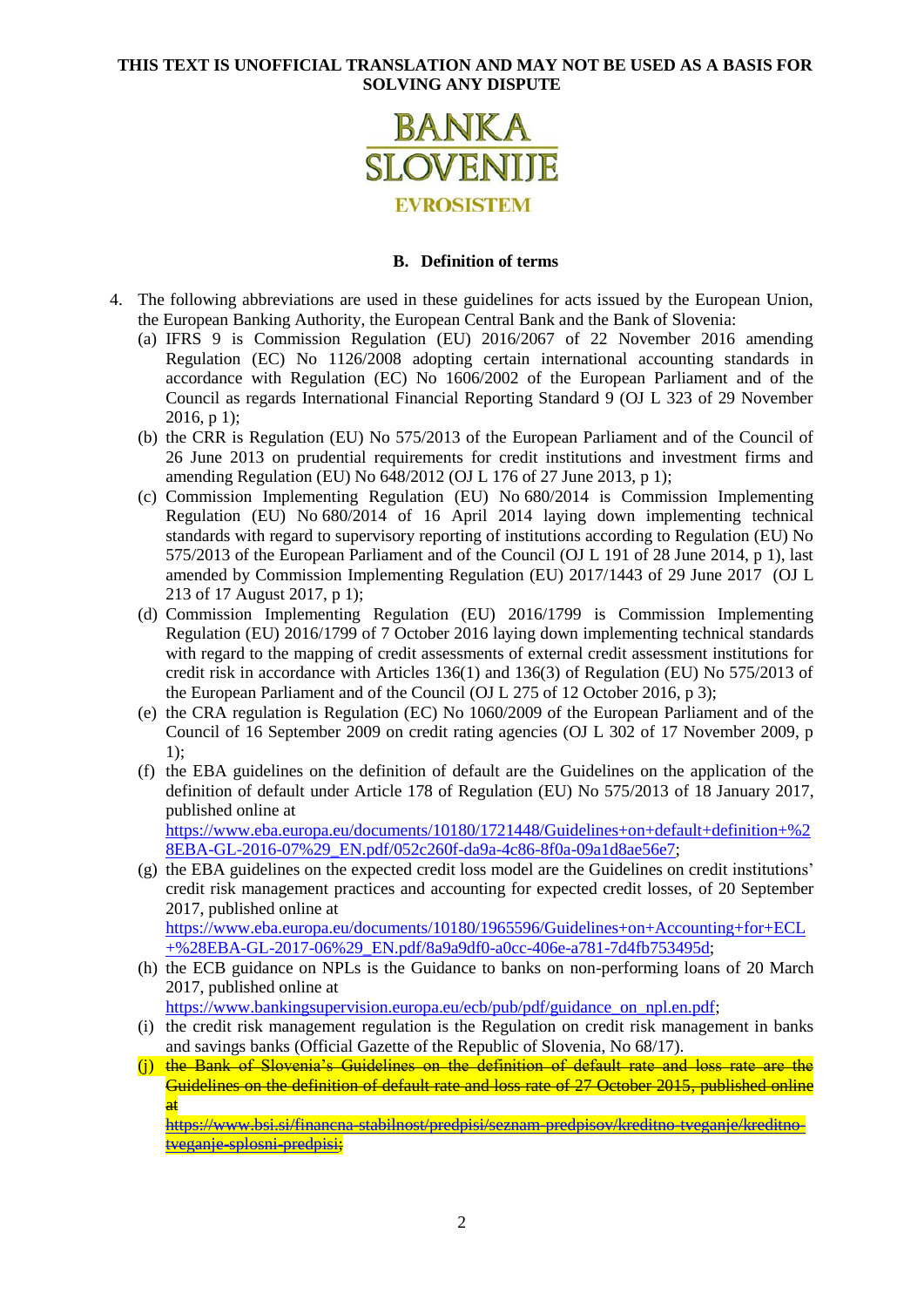**THIS TEXT IS UNOFFICIAL TRANSLATION AND MAY NOT BE USED AS A BASIS FOR SOLVING ANY DISPUTE**

BANKA SLOVENIJE

EVROSISTEM

### B. Definition of terms

4. The following abbreviations are used in these guidelines for acts issued by the European Union, the European Banking Authority, the European Central Bank and the Bank of Slovenia:
   (a) IFRS 9 is Commission Regulation (EU) 2016/2067 of 22 November 2016 amending Regulation (EC) No 1126/2008 adopting certain international accounting standards in accordance with Regulation (EC) No 1606/2002 of the European Parliament and of the Council as regards International Financial Reporting Standard 9 (OJ L 323 of 29 November 2016, p 1);
   (b) the CRR is Regulation (EU) No 575/2013 of the European Parliament and of the Council of 26 June 2013 on prudential requirements for credit institutions and investment firms and amending Regulation (EU) No 648/2012 (OJ L 176 of 27 June 2013, p 1);
   (c) Commission Implementing Regulation (EU) No 680/2014 is Commission Implementing Regulation (EU) No 680/2014 of 16 April 2014 laying down implementing technical standards with regard to supervisory reporting of institutions according to Regulation (EU) No 575/2013 of the European Parliament and of the Council (OJ L 191 of 28 June 2014, p 1), last amended by Commission Implementing Regulation (EU) 2017/1443 of 29 June 2017 (OJ L 213 of 17 August 2017, p 1);
   (d) Commission Implementing Regulation (EU) 2016/1799 is Commission Implementing Regulation (EU) 2016/1799 of 7 October 2016 laying down implementing technical standards with regard to the mapping of credit assessments of external credit assessment institutions for credit risk in accordance with Articles 136(1) and 136(3) of Regulation (EU) No 575/2013 of the European Parliament and of the Council (OJ L 275 of 12 October 2016, p 3);
   (e) the CRA regulation is Regulation (EC) No 1060/2009 of the European Parliament and of the Council of 16 September 2009 on credit rating agencies (OJ L 302 of 17 November 2009, p 1);
   (f) the EBA guidelines on the definition of default are the Guidelines on the application of the definition of default under Article 178 of Regulation (EU) No 575/2013 of 18 January 2017, published online at https://www.eba.europa.eu/documents/10180/1721448/Guidelines+on+default+definition+%28EBA-GL-2016-07%29_EN.pdf/052c260f-da9a-4c86-8f0a-09a1d8ae56e7;
   (g) the EBA guidelines on the expected credit loss model are the Guidelines on credit institutions' credit risk management practices and accounting for expected credit losses, of 20 September 2017, published online at https://www.eba.europa.eu/documents/10180/1965596/Guidelines+on+Accounting+for+ECL+%28EBA-GL-2017-06%29_EN.pdf/8a9a9df0-a0cc-406e-a781-7d4fb753495d;
   (h) the ECB guidance on NPLs is the Guidance to banks on non-performing loans of 20 March 2017, published online at https://www.bankingsupervision.europa.eu/ecb/pub/pdf/guidance_on_npl.en.pdf;
   (i) the credit risk management regulation is the Regulation on credit risk management in banks and savings banks (Official Gazette of the Republic of Slovenia, No 68/17).
   (j) ~~the Bank of Slovenia's Guidelines on the definition of default rate and loss rate are the Guidelines on the definition of default rate and loss rate of 27 October 2015, published online at https://www.bsi.si/financna-stabilnost/predpisi/seznam-predpisov/kreditno-tveganje/kreditno-tveganje-splosni-predpisi;~~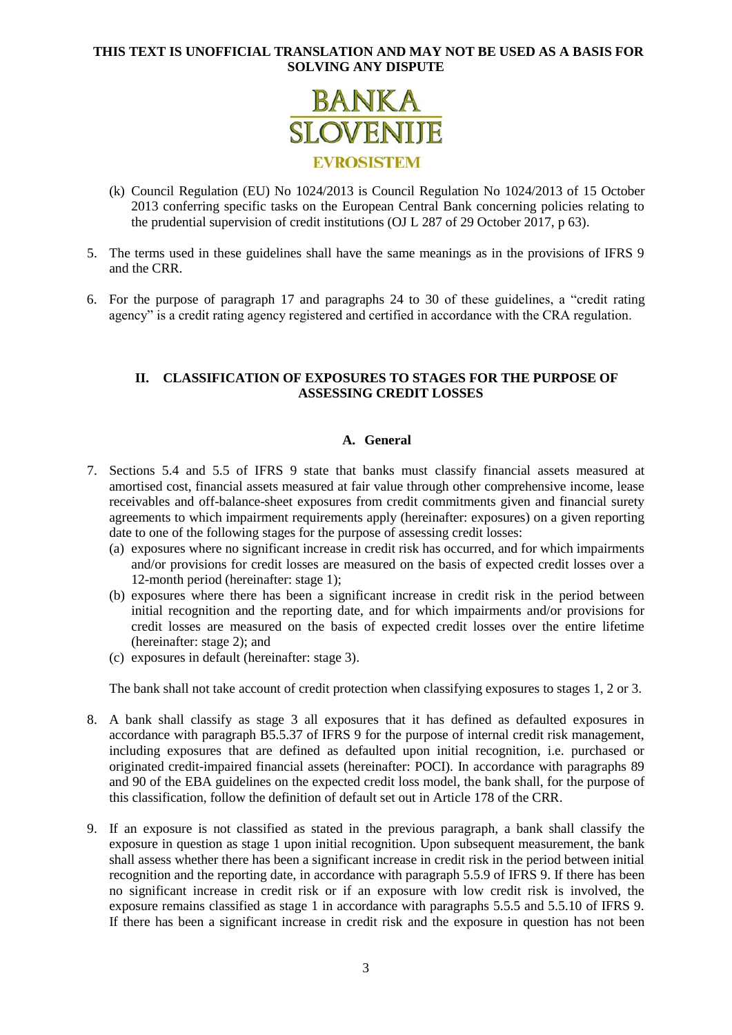(k) Council Regulation (EU) No 1024/2013 is Council Regulation No 1024/2013 of 15 October 2013 conferring specific tasks on the European Central Bank concerning policies relating to the prudential supervision of credit institutions (OJ L 287 of 29 October 2017, p 63).

5. The terms used in these guidelines shall have the same meanings as in the provisions of IFRS 9 and the CRR.

6. For the purpose of paragraph 17 and paragraphs 24 to 30 of these guidelines, a "credit rating agency" is a credit rating agency registered and certified in accordance with the CRA regulation.

## II. CLASSIFICATION OF EXPOSURES TO STAGES FOR THE PURPOSE OF ASSESSING CREDIT LOSSES

### A. General

7. Sections 5.4 and 5.5 of IFRS 9 state that banks must classify financial assets measured at amortised cost, financial assets measured at fair value through other comprehensive income, lease receivables and off-balance-sheet exposures from credit commitments given and financial surety agreements to which impairment requirements apply (hereinafter: exposures) on a given reporting date to one of the following stages for the purpose of assessing credit losses:
   (a) exposures where no significant increase in credit risk has occurred, and for which impairments and/or provisions for credit losses are measured on the basis of expected credit losses over a 12-month period (hereinafter: stage 1);
   (b) exposures where there has been a significant increase in credit risk in the period between initial recognition and the reporting date, and for which impairments and/or provisions for credit losses are measured on the basis of expected credit losses over the entire lifetime (hereinafter: stage 2); and
   (c) exposures in default (hereinafter: stage 3).

   The bank shall not take account of credit protection when classifying exposures to stages 1, 2 or 3.

8. A bank shall classify as stage 3 all exposures that it has defined as defaulted exposures in accordance with paragraph B5.5.37 of IFRS 9 for the purpose of internal credit risk management, including exposures that are defined as defaulted upon initial recognition, i.e. purchased or originated credit-impaired financial assets (hereinafter: POCI). In accordance with paragraphs 89 and 90 of the EBA guidelines on the expected credit loss model, the bank shall, for the purpose of this classification, follow the definition of default set out in Article 178 of the CRR.

9. If an exposure is not classified as stated in the previous paragraph, a bank shall classify the exposure in question as stage 1 upon initial recognition. Upon subsequent measurement, the bank shall assess whether there has been a significant increase in credit risk in the period between initial recognition and the reporting date, in accordance with paragraph 5.5.9 of IFRS 9. If there has been no significant increase in credit risk or if an exposure with low credit risk is involved, the exposure remains classified as stage 1 in accordance with paragraphs 5.5.5 and 5.5.10 of IFRS 9. If there has been a significant increase in credit risk and the exposure in question has not been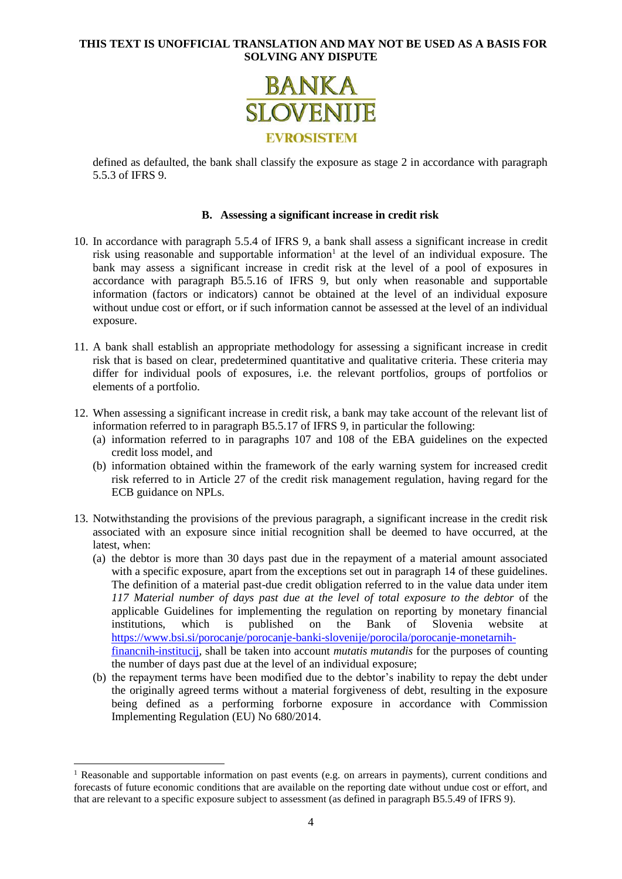defined as defaulted, the bank shall classify the exposure as stage 2 in accordance with paragraph 5.5.3 of IFRS 9.

### B. Assessing a significant increase in credit risk

10. In accordance with paragraph 5.5.4 of IFRS 9, a bank shall assess a significant increase in credit risk using reasonable and supportable information[1] at the level of an individual exposure. The bank may assess a significant increase in credit risk at the level of a pool of exposures in accordance with paragraph B5.5.16 of IFRS 9, but only when reasonable and supportable information (factors or indicators) cannot be obtained at the level of an individual exposure without undue cost or effort, or if such information cannot be assessed at the level of an individual exposure.

11. A bank shall establish an appropriate methodology for assessing a significant increase in credit risk that is based on clear, predetermined quantitative and qualitative criteria. These criteria may differ for individual pools of exposures, i.e. the relevant portfolios, groups of portfolios or elements of a portfolio.

12. When assessing a significant increase in credit risk, a bank may take account of the relevant list of information referred to in paragraph B5.5.17 of IFRS 9, in particular the following:
    (a) information referred to in paragraphs 107 and 108 of the EBA guidelines on the expected credit loss model, and
    (b) information obtained within the framework of the early warning system for increased credit risk referred to in Article 27 of the credit risk management regulation, having regard for the ECB guidance on NPLs.

13. Notwithstanding the provisions of the previous paragraph, a significant increase in the credit risk associated with an exposure since initial recognition shall be deemed to have occurred, at the latest, when:
    (a) the debtor is more than 30 days past due in the repayment of a material amount associated with a specific exposure, apart from the exceptions set out in paragraph 14 of these guidelines. The definition of a material past-due credit obligation referred to in the value data under item *117 Material number of days past due at the level of total exposure to the debtor* of the applicable Guidelines for implementing the regulation on reporting by monetary financial institutions, which is published on the Bank of Slovenia website at https://www.bsi.si/porocanje/porocanje-banki-slovenije/porocila/porocanje-monetarnih-financnih-institucij, shall be taken into account *mutatis mutandis* for the purposes of counting the number of days past due at the level of an individual exposure;
    (b) the repayment terms have been modified due to the debtor's inability to repay the debt under the originally agreed terms without a material forgiveness of debt, resulting in the exposure being defined as a performing forborne exposure in accordance with Commission Implementing Regulation (EU) No 680/2014.

[1] Reasonable and supportable information on past events (e.g. on arrears in payments), current conditions and forecasts of future economic conditions that are available on the reporting date without undue cost or effort, and that are relevant to a specific exposure subject to assessment (as defined in paragraph B5.5.49 of IFRS 9).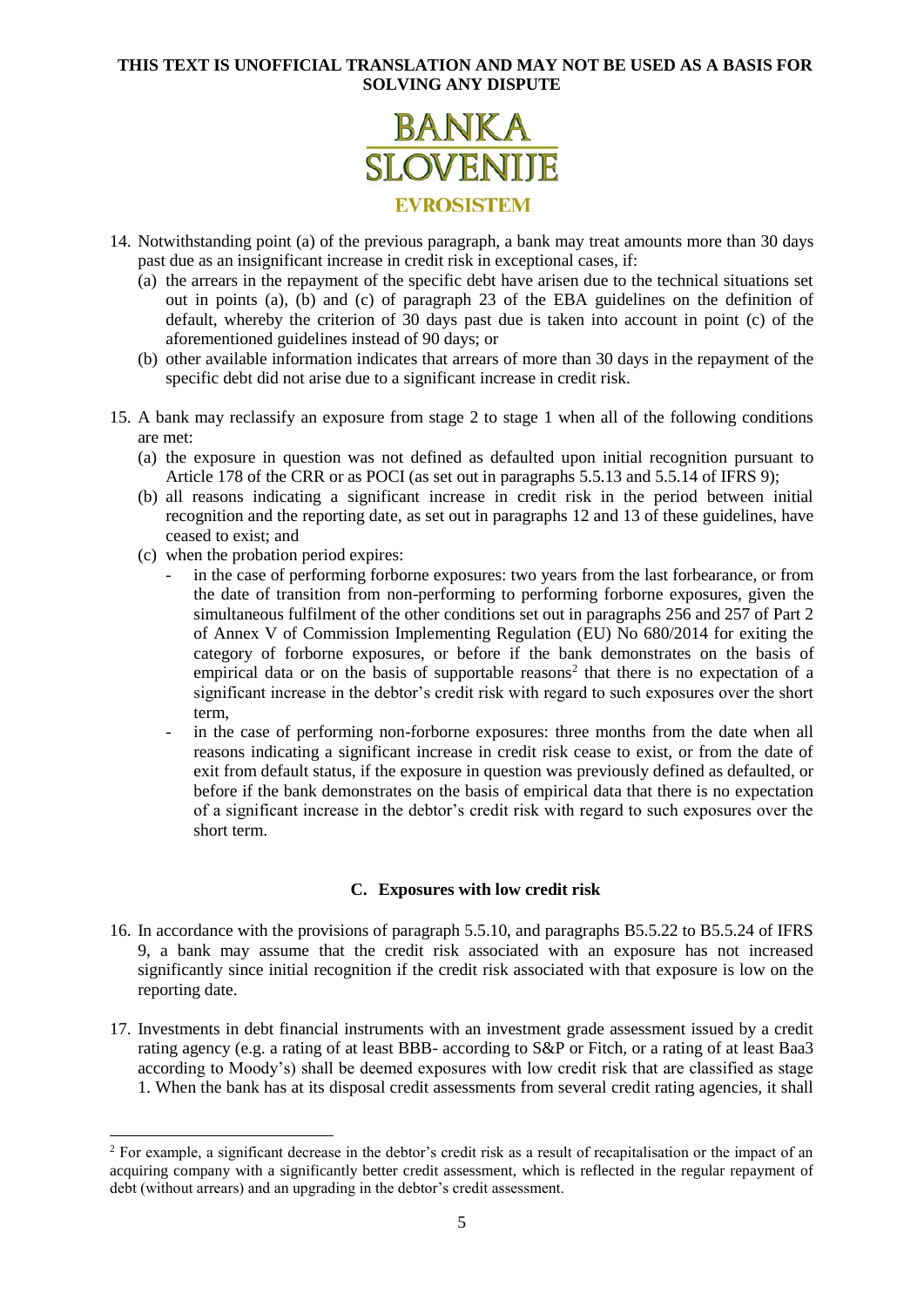14. Notwithstanding point (a) of the previous paragraph, a bank may treat amounts more than 30 days past due as an insignificant increase in credit risk in exceptional cases, if:
    (a) the arrears in the repayment of the specific debt have arisen due to the technical situations set out in points (a), (b) and (c) of paragraph 23 of the EBA guidelines on the definition of default, whereby the criterion of 30 days past due is taken into account in point (c) of the aforementioned guidelines instead of 90 days; or
    (b) other available information indicates that arrears of more than 30 days in the repayment of the specific debt did not arise due to a significant increase in credit risk.

15. A bank may reclassify an exposure from stage 2 to stage 1 when all of the following conditions are met:
    (a) the exposure in question was not defined as defaulted upon initial recognition pursuant to Article 178 of the CRR or as POCI (as set out in paragraphs 5.5.13 and 5.5.14 of IFRS 9);
    (b) all reasons indicating a significant increase in credit risk in the period between initial recognition and the reporting date, as set out in paragraphs 12 and 13 of these guidelines, have ceased to exist; and
    (c) when the probation period expires:
    - in the case of performing forborne exposures: two years from the last forbearance, or from the date of transition from non-performing to performing forborne exposures, given the simultaneous fulfilment of the other conditions set out in paragraphs 256 and 257 of Part 2 of Annex V of Commission Implementing Regulation (EU) No 680/2014 for exiting the category of forborne exposures, or before if the bank demonstrates on the basis of empirical data or on the basis of supportable reasons[2] that there is no expectation of a significant increase in the debtor's credit risk with regard to such exposures over the short term,
    - in the case of performing non-forborne exposures: three months from the date when all reasons indicating a significant increase in credit risk cease to exist, or from the date of exit from default status, if the exposure in question was previously defined as defaulted, or before if the bank demonstrates on the basis of empirical data that there is no expectation of a significant increase in the debtor's credit risk with regard to such exposures over the short term.

### C. Exposures with low credit risk

16. In accordance with the provisions of paragraph 5.5.10, and paragraphs B5.5.22 to B5.5.24 of IFRS 9, a bank may assume that the credit risk associated with an exposure has not increased significantly since initial recognition if the credit risk associated with that exposure is low on the reporting date.

17. Investments in debt financial instruments with an investment grade assessment issued by a credit rating agency (e.g. a rating of at least BBB- according to S&P or Fitch, or a rating of at least Baa3 according to Moody's) shall be deemed exposures with low credit risk that are classified as stage 1. When the bank has at its disposal credit assessments from several credit rating agencies, it shall

---

[2] For example, a significant decrease in the debtor's credit risk as a result of recapitalisation or the impact of an acquiring company with a significantly better credit assessment, which is reflected in the regular repayment of debt (without arrears) and an upgrading in the debtor's credit assessment.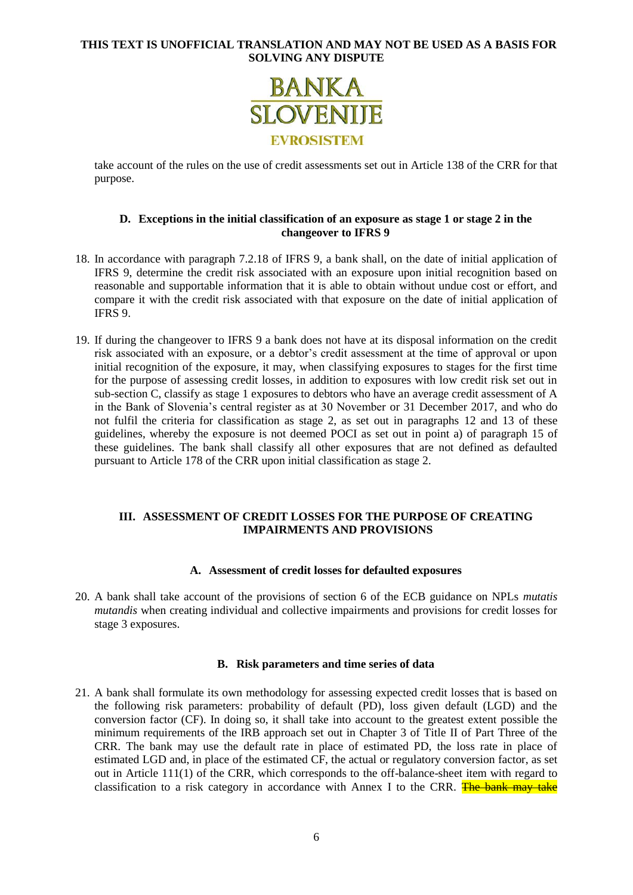take account of the rules on the use of credit assessments set out in Article 138 of the CRR for that purpose.

### D. Exceptions in the initial classification of an exposure as stage 1 or stage 2 in the changeover to IFRS 9

18. In accordance with paragraph 7.2.18 of IFRS 9, a bank shall, on the date of initial application of IFRS 9, determine the credit risk associated with an exposure upon initial recognition based on reasonable and supportable information that it is able to obtain without undue cost or effort, and compare it with the credit risk associated with that exposure on the date of initial application of IFRS 9.

19. If during the changeover to IFRS 9 a bank does not have at its disposal information on the credit risk associated with an exposure, or a debtor's credit assessment at the time of approval or upon initial recognition of the exposure, it may, when classifying exposures to stages for the first time for the purpose of assessing credit losses, in addition to exposures with low credit risk set out in sub-section C, classify as stage 1 exposures to debtors who have an average credit assessment of A in the Bank of Slovenia's central register as at 30 November or 31 December 2017, and who do not fulfil the criteria for classification as stage 2, as set out in paragraphs 12 and 13 of these guidelines, whereby the exposure is not deemed POCI as set out in point a) of paragraph 15 of these guidelines. The bank shall classify all other exposures that are not defined as defaulted pursuant to Article 178 of the CRR upon initial classification as stage 2.

## III. ASSESSMENT OF CREDIT LOSSES FOR THE PURPOSE OF CREATING IMPAIRMENTS AND PROVISIONS

### A. Assessment of credit losses for defaulted exposures

20. A bank shall take account of the provisions of section 6 of the ECB guidance on NPLs *mutatis mutandis* when creating individual and collective impairments and provisions for credit losses for stage 3 exposures.

### B. Risk parameters and time series of data

21. A bank shall formulate its own methodology for assessing expected credit losses that is based on the following risk parameters: probability of default (PD), loss given default (LGD) and the conversion factor (CF). In doing so, it shall take into account to the greatest extent possible the minimum requirements of the IRB approach set out in Chapter 3 of Title II of Part Three of the CRR. The bank may use the default rate in place of estimated PD, the loss rate in place of estimated LGD and, in place of the estimated CF, the actual or regulatory conversion factor, as set out in Article 111(1) of the CRR, which corresponds to the off-balance-sheet item with regard to classification to a risk category in accordance with Annex I to the CRR. ~~The bank may take~~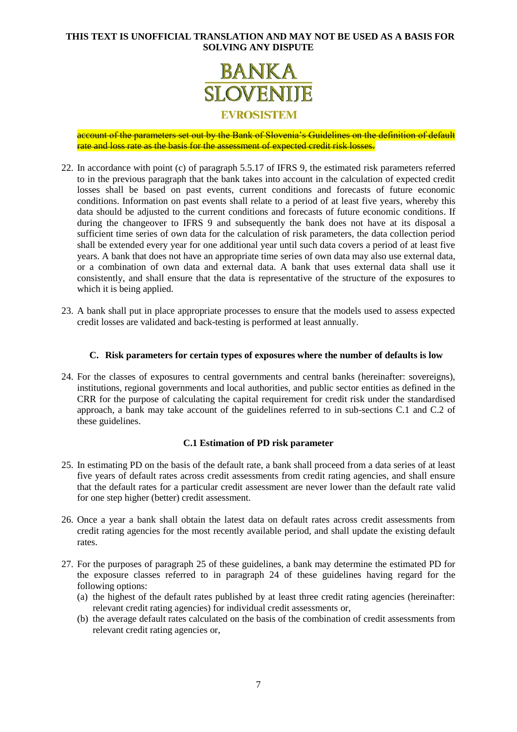~~account of the parameters set out by the Bank of Slovenia's Guidelines on the definition of default rate and loss rate as the basis for the assessment of expected credit risk losses.~~

22. In accordance with point (c) of paragraph 5.5.17 of IFRS 9, the estimated risk parameters referred to in the previous paragraph that the bank takes into account in the calculation of expected credit losses shall be based on past events, current conditions and forecasts of future economic conditions. Information on past events shall relate to a period of at least five years, whereby this data should be adjusted to the current conditions and forecasts of future economic conditions. If during the changeover to IFRS 9 and subsequently the bank does not have at its disposal a sufficient time series of own data for the calculation of risk parameters, the data collection period shall be extended every year for one additional year until such data covers a period of at least five years. A bank that does not have an appropriate time series of own data may also use external data, or a combination of own data and external data. A bank that uses external data shall use it consistently, and shall ensure that the data is representative of the structure of the exposures to which it is being applied.

23. A bank shall put in place appropriate processes to ensure that the models used to assess expected credit losses are validated and back-testing is performed at least annually.

### C. Risk parameters for certain types of exposures where the number of defaults is low

24. For the classes of exposures to central governments and central banks (hereinafter: sovereigns), institutions, regional governments and local authorities, and public sector entities as defined in the CRR for the purpose of calculating the capital requirement for credit risk under the standardised approach, a bank may take account of the guidelines referred to in sub-sections C.1 and C.2 of these guidelines.

#### C.1 Estimation of PD risk parameter

25. In estimating PD on the basis of the default rate, a bank shall proceed from a data series of at least five years of default rates across credit assessments from credit rating agencies, and shall ensure that the default rates for a particular credit assessment are never lower than the default rate valid for one step higher (better) credit assessment.

26. Once a year a bank shall obtain the latest data on default rates across credit assessments from credit rating agencies for the most recently available period, and shall update the existing default rates.

27. For the purposes of paragraph 25 of these guidelines, a bank may determine the estimated PD for the exposure classes referred to in paragraph 24 of these guidelines having regard for the following options:
    (a) the highest of the default rates published by at least three credit rating agencies (hereinafter: relevant credit rating agencies) for individual credit assessments or,
    (b) the average default rates calculated on the basis of the combination of credit assessments from relevant credit rating agencies or,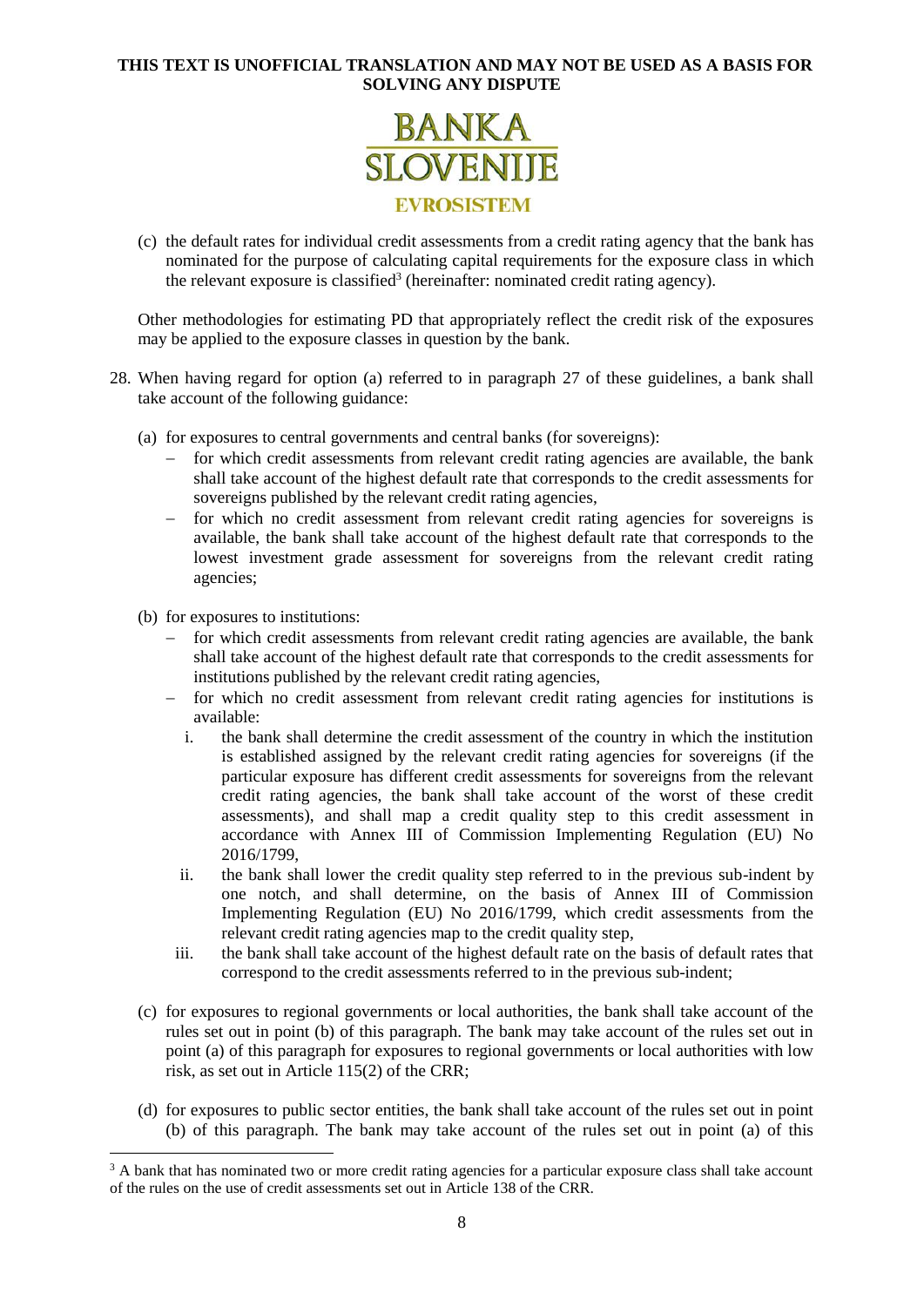(c) the default rates for individual credit assessments from a credit rating agency that the bank has nominated for the purpose of calculating capital requirements for the exposure class in which the relevant exposure is classified[3] (hereinafter: nominated credit rating agency).

Other methodologies for estimating PD that appropriately reflect the credit risk of the exposures may be applied to the exposure classes in question by the bank.

28. When having regard for option (a) referred to in paragraph 27 of these guidelines, a bank shall take account of the following guidance:

   (a) for exposures to central governments and central banks (for sovereigns):
   - for which credit assessments from relevant credit rating agencies are available, the bank shall take account of the highest default rate that corresponds to the credit assessments for sovereigns published by the relevant credit rating agencies,
   - for which no credit assessment from relevant credit rating agencies for sovereigns is available, the bank shall take account of the highest default rate that corresponds to the lowest investment grade assessment for sovereigns from the relevant credit rating agencies;

   (b) for exposures to institutions:
   - for which credit assessments from relevant credit rating agencies are available, the bank shall take account of the highest default rate that corresponds to the credit assessments for institutions published by the relevant credit rating agencies,
   - for which no credit assessment from relevant credit rating agencies for institutions is available:
     i. the bank shall determine the credit assessment of the country in which the institution is established assigned by the relevant credit rating agencies for sovereigns (if the particular exposure has different credit assessments for sovereigns from the relevant credit rating agencies, the bank shall take account of the worst of these credit assessments), and shall map a credit quality step to this credit assessment in accordance with Annex III of Commission Implementing Regulation (EU) No 2016/1799,
     ii. the bank shall lower the credit quality step referred to in the previous sub-indent by one notch, and shall determine, on the basis of Annex III of Commission Implementing Regulation (EU) No 2016/1799, which credit assessments from the relevant credit rating agencies map to the credit quality step,
     iii. the bank shall take account of the highest default rate on the basis of default rates that correspond to the credit assessments referred to in the previous sub-indent;

   (c) for exposures to regional governments or local authorities, the bank shall take account of the rules set out in point (b) of this paragraph. The bank may take account of the rules set out in point (a) of this paragraph for exposures to regional governments or local authorities with low risk, as set out in Article 115(2) of the CRR;

   (d) for exposures to public sector entities, the bank shall take account of the rules set out in point (b) of this paragraph. The bank may take account of the rules set out in point (a) of this

[3] A bank that has nominated two or more credit rating agencies for a particular exposure class shall take account of the rules on the use of credit assessments set out in Article 138 of the CRR.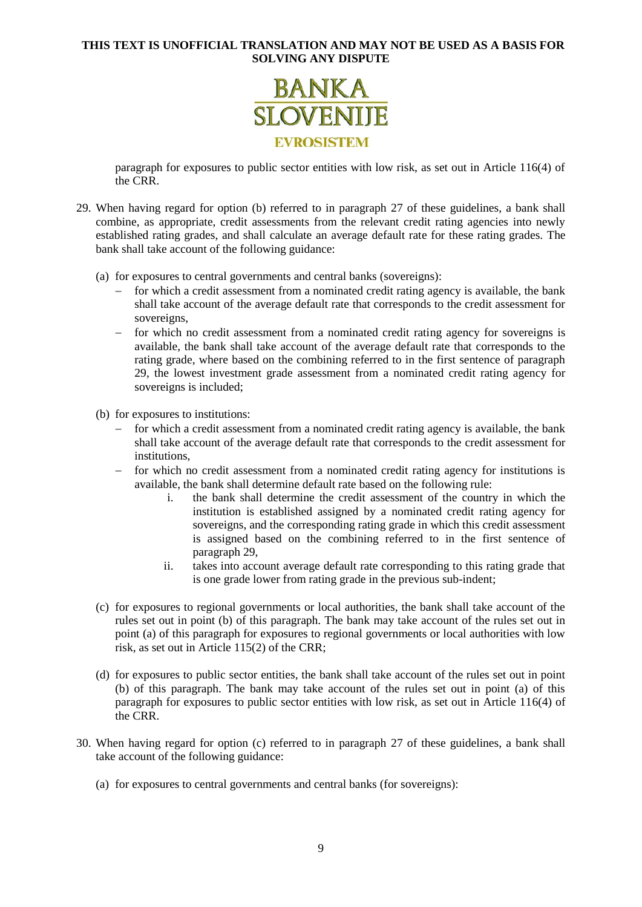paragraph for exposures to public sector entities with low risk, as set out in Article 116(4) of the CRR.

29. When having regard for option (b) referred to in paragraph 27 of these guidelines, a bank shall combine, as appropriate, credit assessments from the relevant credit rating agencies into newly established rating grades, and shall calculate an average default rate for these rating grades. The bank shall take account of the following guidance:

   (a) for exposures to central governments and central banks (sovereigns):
   - for which a credit assessment from a nominated credit rating agency is available, the bank shall take account of the average default rate that corresponds to the credit assessment for sovereigns,
   - for which no credit assessment from a nominated credit rating agency for sovereigns is available, the bank shall take account of the average default rate that corresponds to the rating grade, where based on the combining referred to in the first sentence of paragraph 29, the lowest investment grade assessment from a nominated credit rating agency for sovereigns is included;

   (b) for exposures to institutions:
   - for which a credit assessment from a nominated credit rating agency is available, the bank shall take account of the average default rate that corresponds to the credit assessment for institutions,
   - for which no credit assessment from a nominated credit rating agency for institutions is available, the bank shall determine default rate based on the following rule:
     i. the bank shall determine the credit assessment of the country in which the institution is established assigned by a nominated credit rating agency for sovereigns, and the corresponding rating grade in which this credit assessment is assigned based on the combining referred to in the first sentence of paragraph 29,
     ii. takes into account average default rate corresponding to this rating grade that is one grade lower from rating grade in the previous sub-indent;

   (c) for exposures to regional governments or local authorities, the bank shall take account of the rules set out in point (b) of this paragraph. The bank may take account of the rules set out in point (a) of this paragraph for exposures to regional governments or local authorities with low risk, as set out in Article 115(2) of the CRR;

   (d) for exposures to public sector entities, the bank shall take account of the rules set out in point (b) of this paragraph. The bank may take account of the rules set out in point (a) of this paragraph for exposures to public sector entities with low risk, as set out in Article 116(4) of the CRR.

30. When having regard for option (c) referred to in paragraph 27 of these guidelines, a bank shall take account of the following guidance:

   (a) for exposures to central governments and central banks (for sovereigns):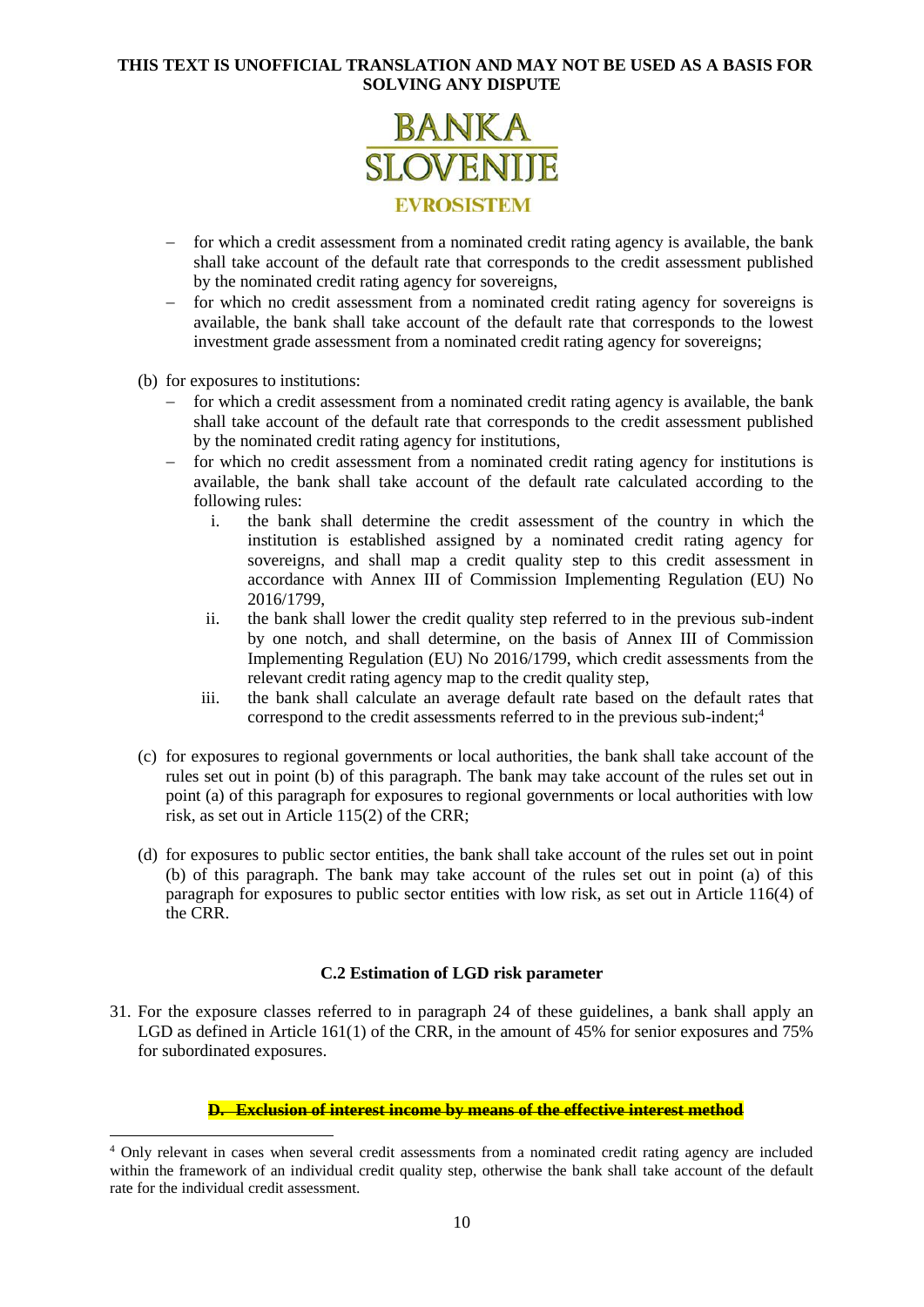- for which a credit assessment from a nominated credit rating agency is available, the bank shall take account of the default rate that corresponds to the credit assessment published by the nominated credit rating agency for sovereigns,
- for which no credit assessment from a nominated credit rating agency for sovereigns is available, the bank shall take account of the default rate that corresponds to the lowest investment grade assessment from a nominated credit rating agency for sovereigns;

(b) for exposures to institutions:
- for which a credit assessment from a nominated credit rating agency is available, the bank shall take account of the default rate that corresponds to the credit assessment published by the nominated credit rating agency for institutions,
- for which no credit assessment from a nominated credit rating agency for institutions is available, the bank shall take account of the default rate calculated according to the following rules:
    1. the bank shall determine the credit assessment of the country in which the institution is established assigned by a nominated credit rating agency for sovereigns, and shall map a credit quality step to this credit assessment in accordance with Annex III of Commission Implementing Regulation (EU) No 2016/1799,
    2. the bank shall lower the credit quality step referred to in the previous sub-indent by one notch, and shall determine, on the basis of Annex III of Commission Implementing Regulation (EU) No 2016/1799, which credit assessments from the relevant credit rating agency map to the credit quality step,
    3. the bank shall calculate an average default rate based on the default rates that correspond to the credit assessments referred to in the previous sub-indent;[4]

(c) for exposures to regional governments or local authorities, the bank shall take account of the rules set out in point (b) of this paragraph. The bank may take account of the rules set out in point (a) of this paragraph for exposures to regional governments or local authorities with low risk, as set out in Article 115(2) of the CRR;

(d) for exposures to public sector entities, the bank shall take account of the rules set out in point (b) of this paragraph. The bank may take account of the rules set out in point (a) of this paragraph for exposures to public sector entities with low risk, as set out in Article 116(4) of the CRR.

### C.2 Estimation of LGD risk parameter

31. For the exposure classes referred to in paragraph 24 of these guidelines, a bank shall apply an LGD as defined in Article 161(1) of the CRR, in the amount of 45% for senior exposures and 75% for subordinated exposures.

### ~~D. Exclusion of interest income by means of the effective interest method~~

[4] Only relevant in cases when several credit assessments from a nominated credit rating agency are included within the framework of an individual credit quality step, otherwise the bank shall take account of the default rate for the individual credit assessment.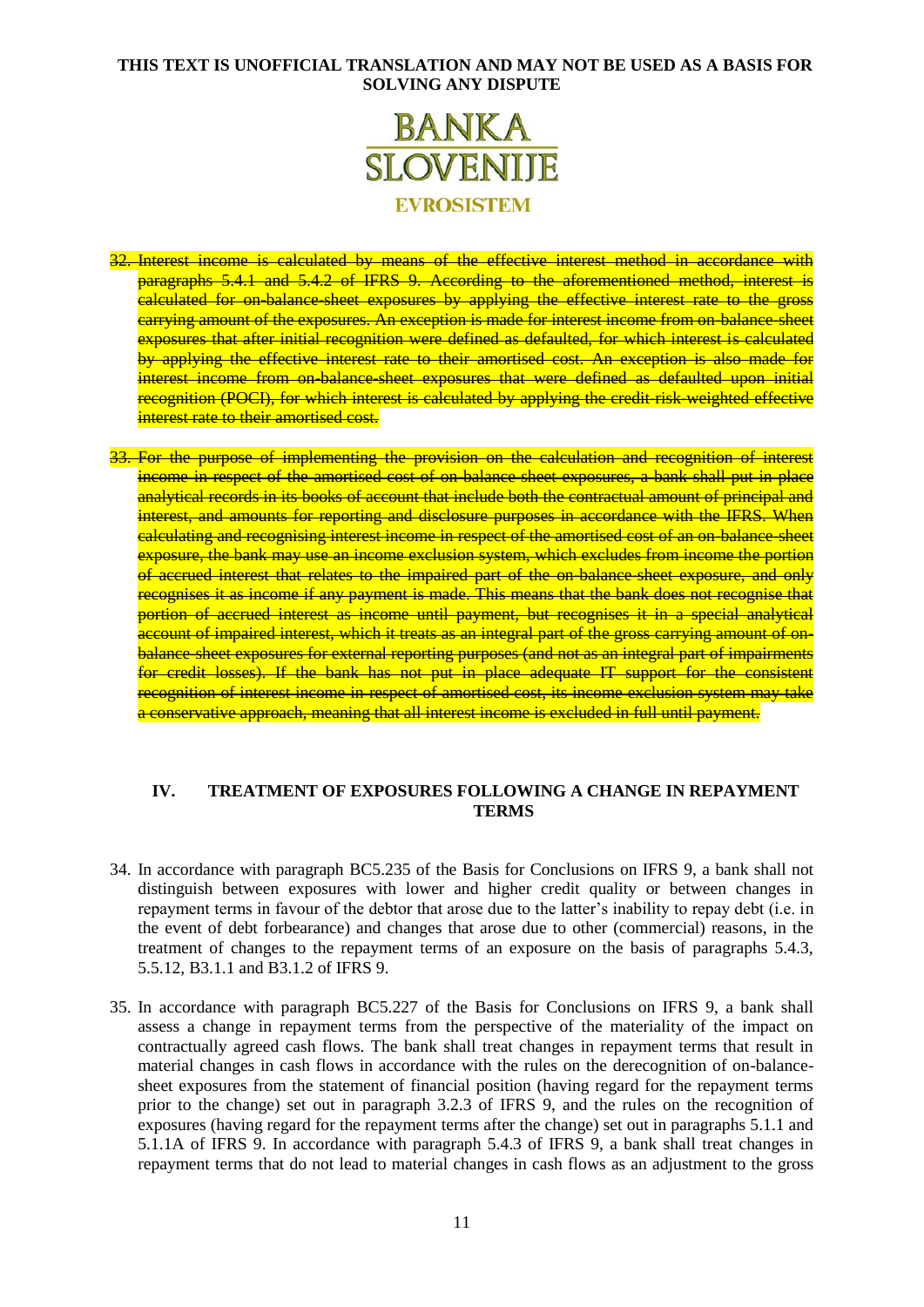THIS TEXT IS UNOFFICIAL TRANSLATION AND MAY NOT BE USED AS A BASIS FOR SOLVING ANY DISPUTE

32. ~~Interest income is calculated by means of the effective interest method in accordance with paragraphs 5.4.1 and 5.4.2 of IFRS 9. According to the aforementioned method, interest is calculated for on-balance-sheet exposures by applying the effective interest rate to the gross carrying amount of the exposures. An exception is made for interest income from on-balance-sheet exposures that after initial recognition were defined as defaulted, for which interest is calculated by applying the effective interest rate to their amortised cost. An exception is also made for interest income from on-balance-sheet exposures that were defined as defaulted upon initial recognition (POCI), for which interest is calculated by applying the credit-risk-weighted effective interest rate to their amortised cost.~~

33. ~~For the purpose of implementing the provision on the calculation and recognition of interest income in respect of the amortised cost of on-balance-sheet exposures, a bank shall put in place analytical records in its books of account that include both the contractual amount of principal and interest, and amounts for reporting and disclosure purposes in accordance with the IFRS. When calculating and recognising interest income in respect of the amortised cost of an on-balance-sheet exposure, the bank may use an income exclusion system, which excludes from income the portion of accrued interest that relates to the impaired part of the on-balance-sheet exposure, and only recognises it as income if any payment is made. This means that the bank does not recognise that portion of accrued interest as income until payment, but recognises it in a special analytical account of impaired interest, which it treats as an integral part of the gross carrying amount of on-balance-sheet exposures for external reporting purposes (and not as an integral part of impairments for credit losses). If the bank has not put in place adequate IT support for the consistent recognition of interest income in respect of amortised cost, its income exclusion system may take a conservative approach, meaning that all interest income is excluded in full until payment.~~

## IV. TREATMENT OF EXPOSURES FOLLOWING A CHANGE IN REPAYMENT TERMS

34. In accordance with paragraph BC5.235 of the Basis for Conclusions on IFRS 9, a bank shall not distinguish between exposures with lower and higher credit quality or between changes in repayment terms in favour of the debtor that arose due to the latter's inability to repay debt (i.e. in the event of debt forbearance) and changes that arose due to other (commercial) reasons, in the treatment of changes to the repayment terms of an exposure on the basis of paragraphs 5.4.3, 5.5.12, B3.1.1 and B3.1.2 of IFRS 9.

35. In accordance with paragraph BC5.227 of the Basis for Conclusions on IFRS 9, a bank shall assess a change in repayment terms from the perspective of the materiality of the impact on contractually agreed cash flows. The bank shall treat changes in repayment terms that result in material changes in cash flows in accordance with the rules on the derecognition of on-balance-sheet exposures from the statement of financial position (having regard for the repayment terms prior to the change) set out in paragraph 3.2.3 of IFRS 9, and the rules on the recognition of exposures (having regard for the repayment terms after the change) set out in paragraphs 5.1.1 and 5.1.1A of IFRS 9. In accordance with paragraph 5.4.3 of IFRS 9, a bank shall treat changes in repayment terms that do not lead to material changes in cash flows as an adjustment to the gross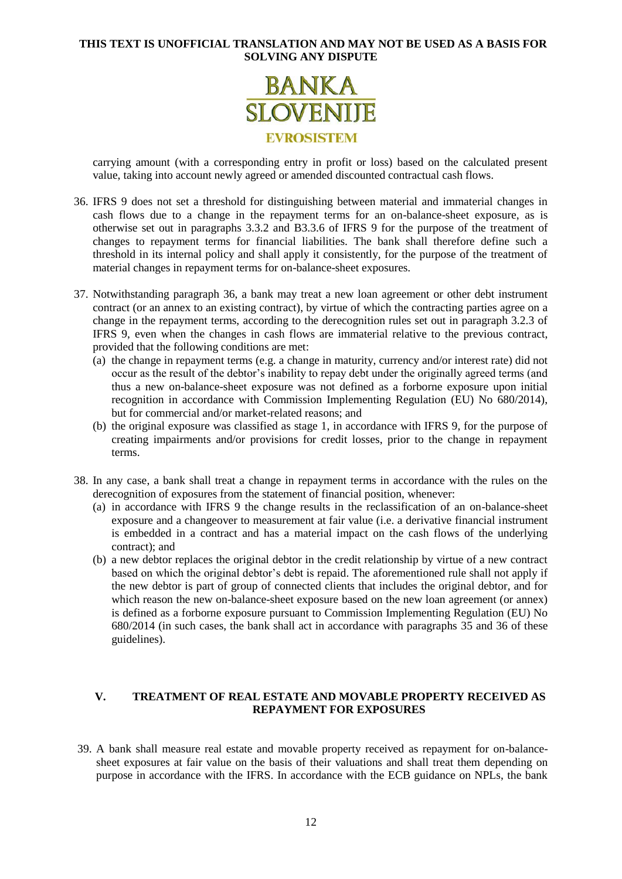carrying amount (with a corresponding entry in profit or loss) based on the calculated present value, taking into account newly agreed or amended discounted contractual cash flows.

36. IFRS 9 does not set a threshold for distinguishing between material and immaterial changes in cash flows due to a change in the repayment terms for an on-balance-sheet exposure, as is otherwise set out in paragraphs 3.3.2 and B3.3.6 of IFRS 9 for the purpose of the treatment of changes to repayment terms for financial liabilities. The bank shall therefore define such a threshold in its internal policy and shall apply it consistently, for the purpose of the treatment of material changes in repayment terms for on-balance-sheet exposures.

37. Notwithstanding paragraph 36, a bank may treat a new loan agreement or other debt instrument contract (or an annex to an existing contract), by virtue of which the contracting parties agree on a change in the repayment terms, according to the derecognition rules set out in paragraph 3.2.3 of IFRS 9, even when the changes in cash flows are immaterial relative to the previous contract, provided that the following conditions are met:
    (a) the change in repayment terms (e.g. a change in maturity, currency and/or interest rate) did not occur as the result of the debtor's inability to repay debt under the originally agreed terms (and thus a new on-balance-sheet exposure was not defined as a forborne exposure upon initial recognition in accordance with Commission Implementing Regulation (EU) No 680/2014), but for commercial and/or market-related reasons; and
    (b) the original exposure was classified as stage 1, in accordance with IFRS 9, for the purpose of creating impairments and/or provisions for credit losses, prior to the change in repayment terms.

38. In any case, a bank shall treat a change in repayment terms in accordance with the rules on the derecognition of exposures from the statement of financial position, whenever:
    (a) in accordance with IFRS 9 the change results in the reclassification of an on-balance-sheet exposure and a changeover to measurement at fair value (i.e. a derivative financial instrument is embedded in a contract and has a material impact on the cash flows of the underlying contract); and
    (b) a new debtor replaces the original debtor in the credit relationship by virtue of a new contract based on which the original debtor's debt is repaid. The aforementioned rule shall not apply if the new debtor is part of group of connected clients that includes the original debtor, and for which reason the new on-balance-sheet exposure based on the new loan agreement (or annex) is defined as a forborne exposure pursuant to Commission Implementing Regulation (EU) No 680/2014 (in such cases, the bank shall act in accordance with paragraphs 35 and 36 of these guidelines).

## V. TREATMENT OF REAL ESTATE AND MOVABLE PROPERTY RECEIVED AS REPAYMENT FOR EXPOSURES

39. A bank shall measure real estate and movable property received as repayment for on-balance-sheet exposures at fair value on the basis of their valuations and shall treat them depending on purpose in accordance with the IFRS. In accordance with the ECB guidance on NPLs, the bank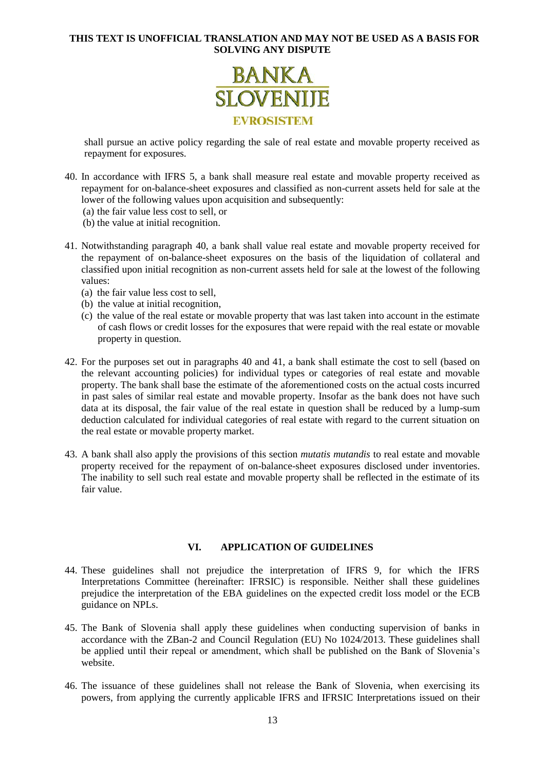shall pursue an active policy regarding the sale of real estate and movable property received as repayment for exposures.

40. In accordance with IFRS 5, a bank shall measure real estate and movable property received as repayment for on-balance-sheet exposures and classified as non-current assets held for sale at the lower of the following values upon acquisition and subsequently:
    (a) the fair value less cost to sell, or
    (b) the value at initial recognition.

41. Notwithstanding paragraph 40, a bank shall value real estate and movable property received for the repayment of on-balance-sheet exposures on the basis of the liquidation of collateral and classified upon initial recognition as non-current assets held for sale at the lowest of the following values:
    (a) the fair value less cost to sell,
    (b) the value at initial recognition,
    (c) the value of the real estate or movable property that was last taken into account in the estimate of cash flows or credit losses for the exposures that were repaid with the real estate or movable property in question.

42. For the purposes set out in paragraphs 40 and 41, a bank shall estimate the cost to sell (based on the relevant accounting policies) for individual types or categories of real estate and movable property. The bank shall base the estimate of the aforementioned costs on the actual costs incurred in past sales of similar real estate and movable property. Insofar as the bank does not have such data at its disposal, the fair value of the real estate in question shall be reduced by a lump-sum deduction calculated for individual categories of real estate with regard to the current situation on the real estate or movable property market.

43. A bank shall also apply the provisions of this section *mutatis mutandis* to real estate and movable property received for the repayment of on-balance-sheet exposures disclosed under inventories. The inability to sell such real estate and movable property shall be reflected in the estimate of its fair value.

## VI. APPLICATION OF GUIDELINES

44. These guidelines shall not prejudice the interpretation of IFRS 9, for which the IFRS Interpretations Committee (hereinafter: IFRSIC) is responsible. Neither shall these guidelines prejudice the interpretation of the EBA guidelines on the expected credit loss model or the ECB guidance on NPLs.

45. The Bank of Slovenia shall apply these guidelines when conducting supervision of banks in accordance with the ZBan-2 and Council Regulation (EU) No 1024/2013. These guidelines shall be applied until their repeal or amendment, which shall be published on the Bank of Slovenia's website.

46. The issuance of these guidelines shall not release the Bank of Slovenia, when exercising its powers, from applying the currently applicable IFRS and IFRSIC Interpretations issued on their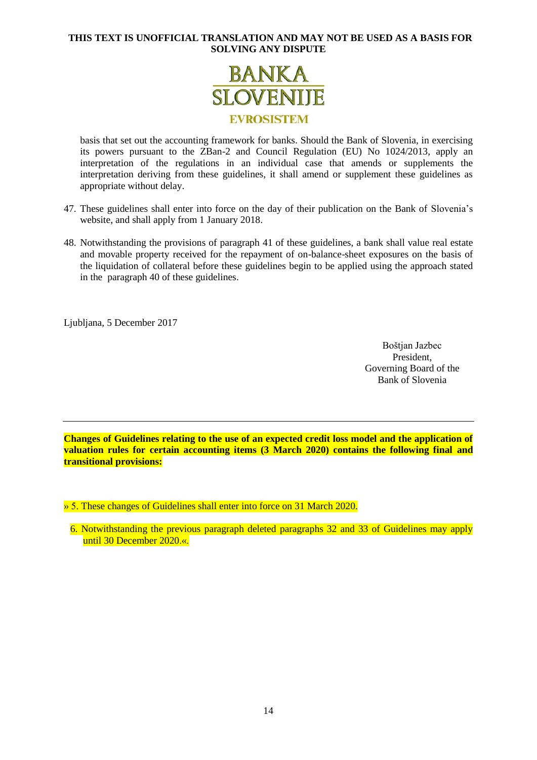basis that set out the accounting framework for banks. Should the Bank of Slovenia, in exercising its powers pursuant to the ZBan-2 and Council Regulation (EU) No 1024/2013, apply an interpretation of the regulations in an individual case that amends or supplements the interpretation deriving from these guidelines, it shall amend or supplement these guidelines as appropriate without delay.

47. These guidelines shall enter into force on the day of their publication on the Bank of Slovenia's website, and shall apply from 1 January 2018.

48. Notwithstanding the provisions of paragraph 41 of these guidelines, a bank shall value real estate and movable property received for the repayment of on-balance-sheet exposures on the basis of the liquidation of collateral before these guidelines begin to be applied using the approach stated in the paragraph 40 of these guidelines.

Ljubljana, 5 December 2017

Boštjan Jazbec
President,
Governing Board of the
Bank of Slovenia

---

**Changes of Guidelines relating to the use of an expected credit loss model and the application of valuation rules for certain accounting items (3 March 2020) contains the following final and transitional provisions:**

» 5. These changes of Guidelines shall enter into force on 31 March 2020.

6. Notwithstanding the previous paragraph deleted paragraphs 32 and 33 of Guidelines may apply until 30 December 2020.«.